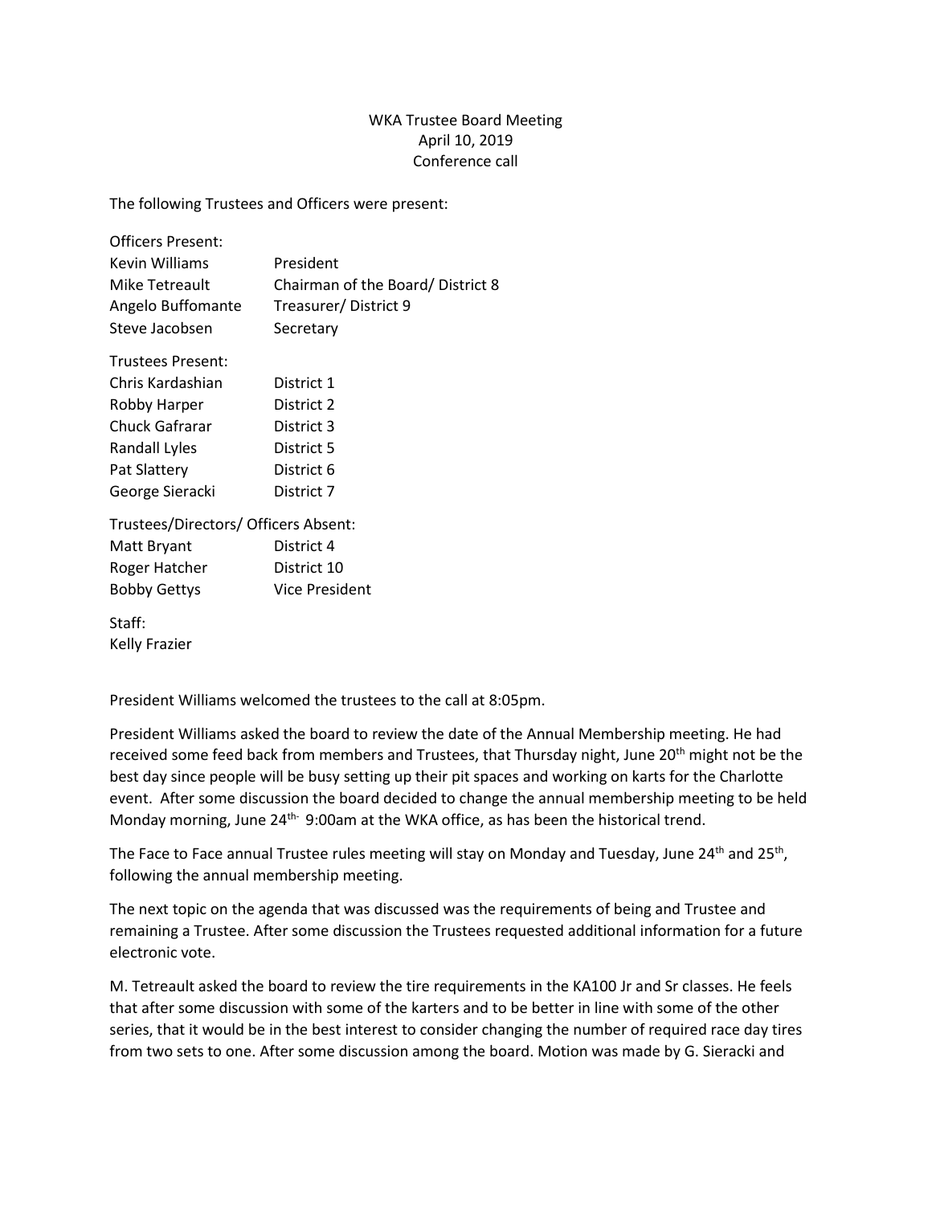WKA Trustee Board Meeting
April 10, 2019
Conference call

The following Trustees and Officers were present:

| Officers Present: | |
|---|---|
| Kevin Williams | President |
| Mike Tetreault | Chairman of the Board/ District 8 |
| Angelo Buffomante | Treasurer/ District 9 |
| Steve Jacobsen | Secretary |

| Trustees Present: | |
|---|---|
| Chris Kardashian | District 1 |
| Robby Harper | District 2 |
| Chuck Gafrarar | District 3 |
| Randall Lyles | District 5 |
| Pat Slattery | District 6 |
| George Sieracki | District 7 |

| Trustees/Directors/ Officers Absent: | |
|---|---|
| Matt Bryant | District 4 |
| Roger Hatcher | District 10 |
| Bobby Gettys | Vice President |

Staff:
Kelly Frazier

President Williams welcomed the trustees to the call at 8:05pm.

President Williams asked the board to review the date of the Annual Membership meeting. He had received some feed back from members and Trustees, that Thursday night, June 20th might not be the best day since people will be busy setting up their pit spaces and working on karts for the Charlotte event. After some discussion the board decided to change the annual membership meeting to be held Monday morning, June 24th- 9:00am at the WKA office, as has been the historical trend.

The Face to Face annual Trustee rules meeting will stay on Monday and Tuesday, June 24th and 25th, following the annual membership meeting.

The next topic on the agenda that was discussed was the requirements of being and Trustee and remaining a Trustee. After some discussion the Trustees requested additional information for a future electronic vote.

M. Tetreault asked the board to review the tire requirements in the KA100 Jr and Sr classes. He feels that after some discussion with some of the karters and to be better in line with some of the other series, that it would be in the best interest to consider changing the number of required race day tires from two sets to one. After some discussion among the board. Motion was made by G. Sieracki and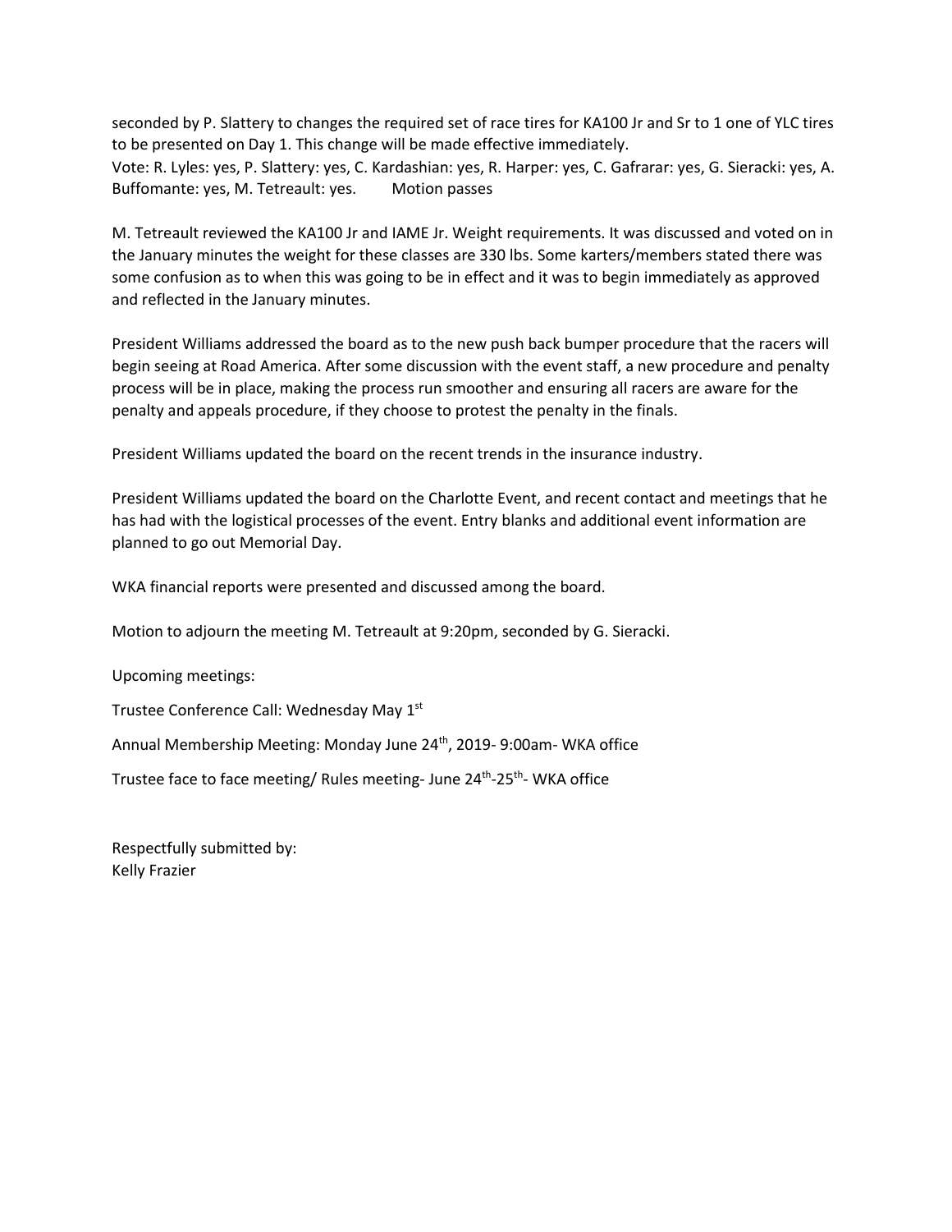seconded by P. Slattery to changes the required set of race tires for KA100 Jr and Sr to 1 one of YLC tires to be presented on Day 1. This change will be made effective immediately.
Vote: R. Lyles: yes, P. Slattery: yes, C. Kardashian: yes, R. Harper: yes, C. Gafrarar: yes, G. Sieracki: yes, A. Buffomante: yes, M. Tetreault: yes. Motion passes

M. Tetreault reviewed the KA100 Jr and IAME Jr. Weight requirements. It was discussed and voted on in the January minutes the weight for these classes are 330 lbs. Some karters/members stated there was some confusion as to when this was going to be in effect and it was to begin immediately as approved and reflected in the January minutes.

President Williams addressed the board as to the new push back bumper procedure that the racers will begin seeing at Road America. After some discussion with the event staff, a new procedure and penalty process will be in place, making the process run smoother and ensuring all racers are aware for the penalty and appeals procedure, if they choose to protest the penalty in the finals.

President Williams updated the board on the recent trends in the insurance industry.

President Williams updated the board on the Charlotte Event, and recent contact and meetings that he has had with the logistical processes of the event. Entry blanks and additional event information are planned to go out Memorial Day.

WKA financial reports were presented and discussed among the board.

Motion to adjourn the meeting M. Tetreault at 9:20pm, seconded by G. Sieracki.

Upcoming meetings:

Trustee Conference Call: Wednesday May 1st

Annual Membership Meeting: Monday June 24th, 2019- 9:00am- WKA office

Trustee face to face meeting/ Rules meeting- June 24th-25th- WKA office

Respectfully submitted by:
Kelly Frazier